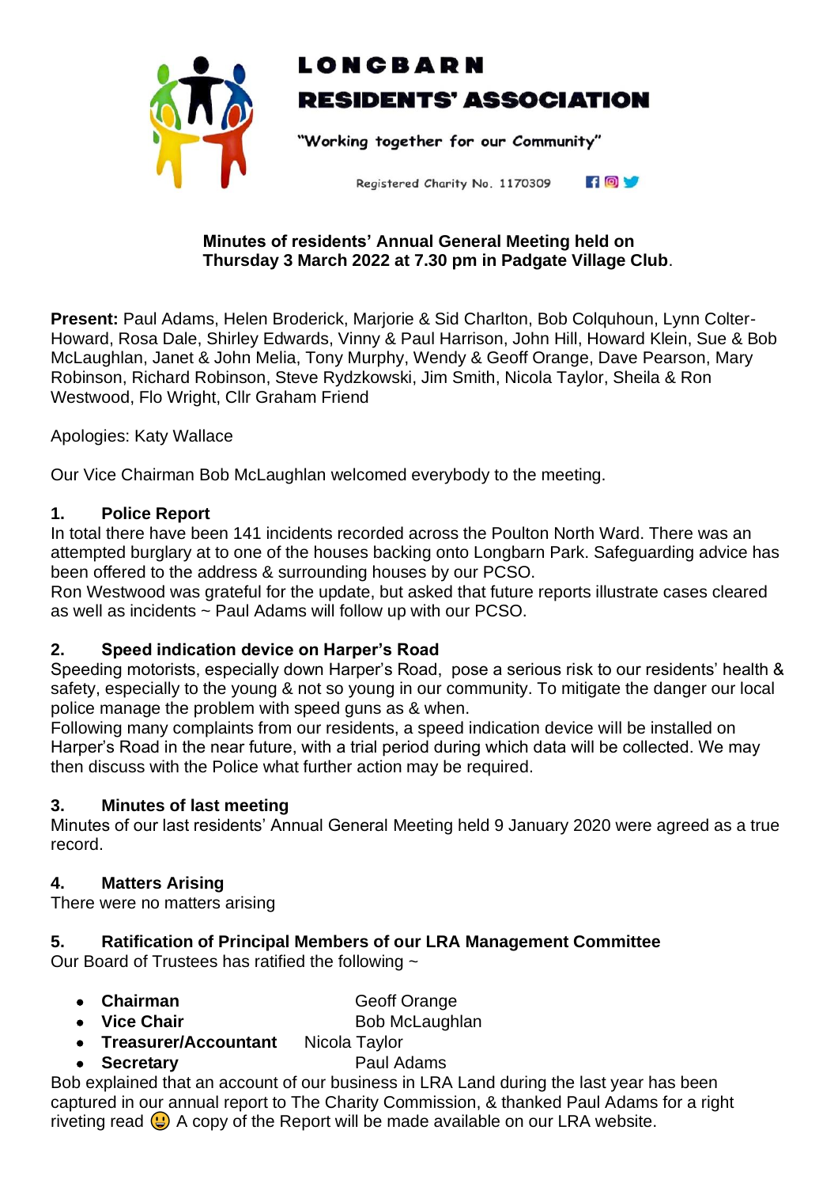# LONGBARN RESIDENTS' ASSOCIATION

"Working together for our Community"

Registered Charity No. 1170309

**Minues of residents' Annual General Meeting held on Thursday 3 March 2022 at 7.30 pm in Padgate Village Club**.

**Present:** Paul Adams, Helen Broderick, Marjorie & Sid Charlton, Bob Colquhoun, Lynn Colter-Howard, Rosa Dale, Shirley Edwards, Vinny & Paul Harrison, John Hill, Howard Klein, Sue & Bob McLaughlan, Janet & John Melia, Tony Murphy, Wendy & Geoff Orange, Dave Pearson, Mary Robinson, Richard Robinson, Steve Rydzkowski, Jim Smith, Nicola Taylor, Sheila & Ron Westwood, Flo Wright, Cllr Graham Friend

Apologies: Katy Wallace

Our Vice Chairman Bob McLaughlan welcomed everybody to the meeting.

### 1. Police Report

In total there have been 141 incidents recorded across the Poulton North Ward. There was an attempted burglary at to one of the houses backing onto Longbarn Park. Safeguarding advice has been offered to the address & surrounding houses by our PCSO.

Ron Westwood was grateful for the update, but asked that future reports illustrate cases cleared as well as incidents ~ Paul Adams will follow up with our PCSO.

### 2. Speed indication device on Harper's Road

Speeding motorists, especially down Harper's Road, pose a serious risk to our residents' health & safety, especially to the young & not so young in our community. To mitigate the danger our local police manage the problem with speed guns as & when.

Following many complaints from our residents, a speed indication device will be installed on Harper's Road in the near future, with a trial period during which data will be collected. We may then discuss with the Police what further action may be required.

### 3. Minutes of last meeting

Minutes of our last residents' Annual General Meeting held 9 January 2020 were agreed as a true record.

### 4. Matters Arising

There were no matters arising

### 5. Ratification of Principal Members of our LRA Management Committee

Our Board of Trustees has ratified the following ~

- **Chairman** Geoff Orange
- **Vice Chair** Bob McLaughlan
- **Treasurer/Accountant** Nicola Taylor
- **Secretary** Paul Adams

Bob explained that an account of our business in LRA Land during the last year has been captured in our annual report to The Charity Commission, & thanked Paul Adams for a right riveting read 😃 A copy of the Report will be made available on our LRA website.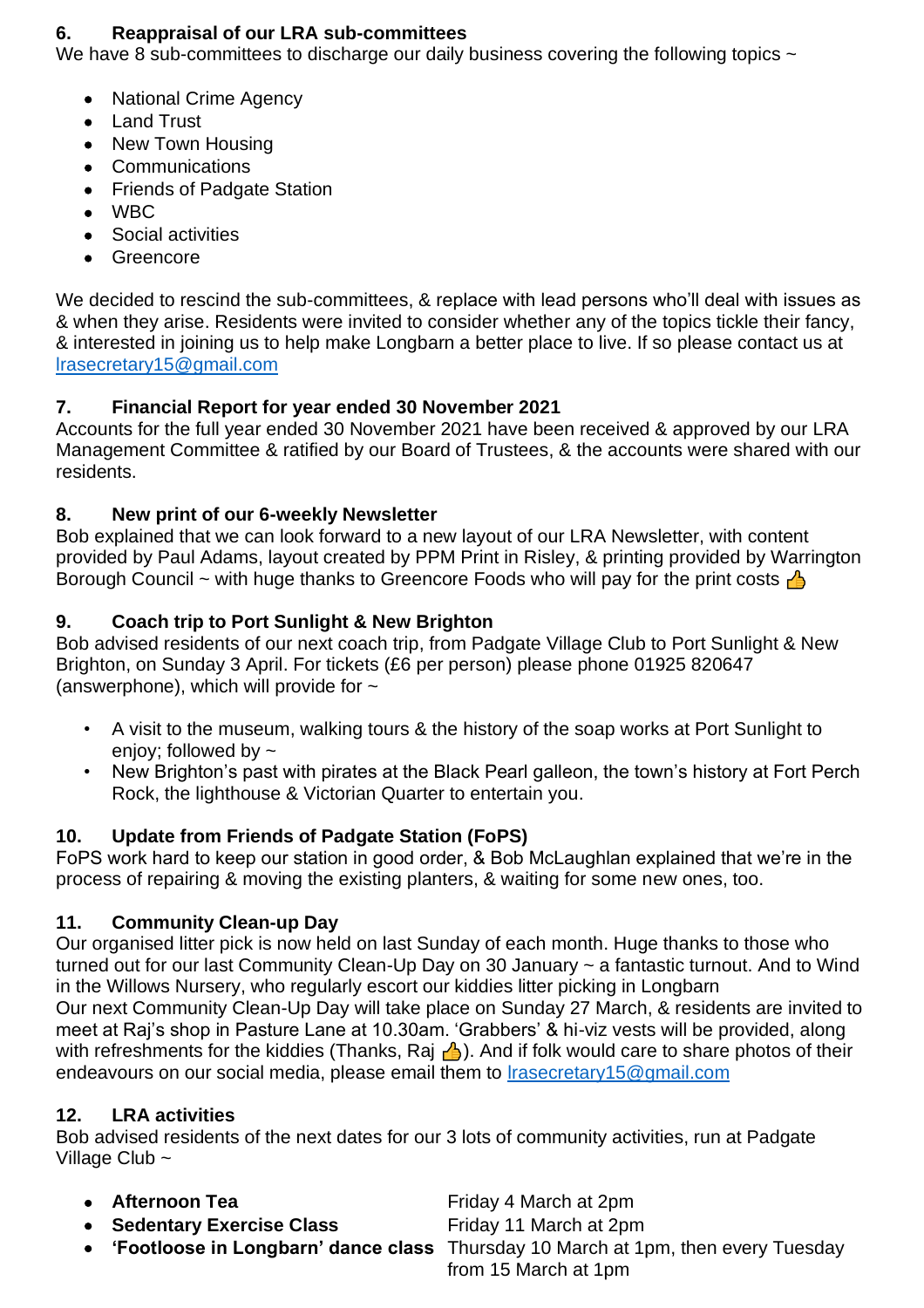### 6. Reappraisal of our LRA sub-committees

We have 8 sub-committees to discharge our daily business covering the following topics ~

- National Crime Agency
- Land Trust
- New Town Housing
- Communications
- Friends of Padgate Station
- WBC
- Social activities
- Greencore

We decided to rescind the sub-committees, & replace with lead persons who'll deal with issues as & when they arise. Residents were invited to consider whether any of the topics tickle their fancy, & interested in joining us to help make Longbarn a better place to live. If so please contact us at lrasecretary15@gmail.com

### 7. Financial Report for year ended 30 November 2021

Accounts for the full year ended 30 November 2021 have been received & approved by our LRA Management Committee & ratified by our Board of Trustees, & the accounts were shared with our residents.

### 8. New print of our 6-weekly Newsletter

Bob explained that we can look forward to a new layout of our LRA Newsletter, with content provided by Paul Adams, layout created by PPM Print in Risley, & printing provided by Warrington Borough Council ~ with huge thanks to Greencore Foods who will pay for the print costs 👍

### 9. Coach trip to Port Sunlight & New Brighton

Bob advised residents of our next coach trip, from Padgate Village Club to Port Sunlight & New Brighton, on Sunday 3 April. For tickets (£6 per person) please phone 01925 820647 (answerphone), which will provide for ~

- A visit to the museum, walking tours & the history of the soap works at Port Sunlight to enjoy; followed by ~
- New Brighton's past with pirates at the Black Pearl galleon, the town's history at Fort Perch Rock, the lighthouse & Victorian Quarter to entertain you.

### 10. Update from Friends of Padgate Station (FoPS)

FoPS work hard to keep our station in good order, & Bob McLaughlan explained that we're in the process of repairing & moving the existing planters, & waiting for some new ones, too.

### 11. Community Clean-up Day

Our organised litter pick is now held on last Sunday of each month. Huge thanks to those who turned out for our last Community Clean-Up Day on 30 January ~ a fantastic turnout. And to Wind in the Willows Nursery, who regularly escort our kiddies litter picking in Longbarn

Our next Community Clean-Up Day will take place on Sunday 27 March, & residents are invited to meet at Raj's shop in Pasture Lane at 10.30am. 'Grabbers' & hi-viz vests will be provided, along with refreshments for the kiddies (Thanks, Raj 👍). And if folk would care to share photos of their endeavours on our social media, please email them to lrasecretary15@gmail.com

### 12. LRA activities

Bob advised residents of the next dates for our 3 lots of community activities, run at Padgate Village Club ~

- **Afternoon Tea** — Friday 4 March at 2pm
- **Sedentary Exercise Class** — Friday 11 March at 2pm
- **'Footloose in Longbarn' dance class** — Thursday 10 March at 1pm, then every Tuesday from 15 March at 1pm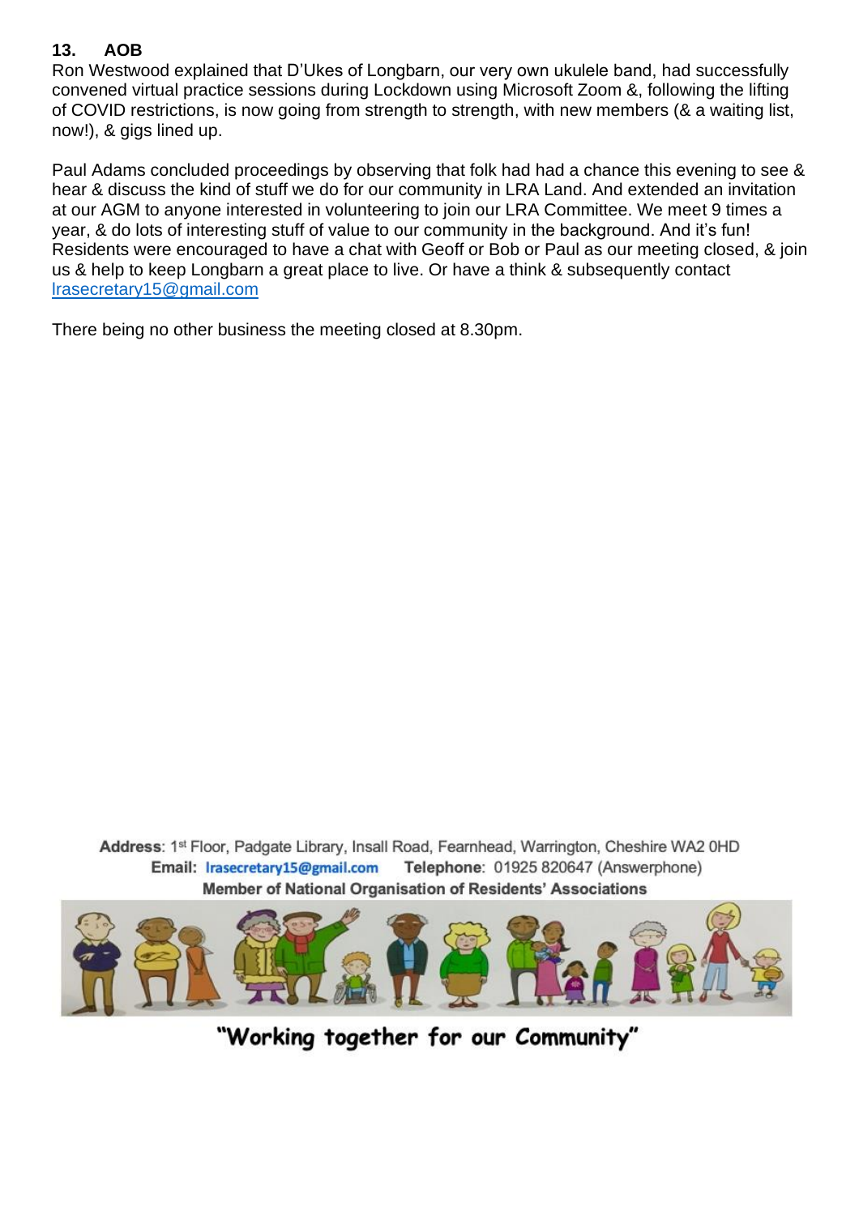**13. AOB**

Ron Westwood explained that D'Ukes of Longbarn, our very own ukulele band, had successfully convened virtual practice sessions during Lockdown using Microsoft Zoom &, following the lifting of COVID restrictions, is now going from strength to strength, with new members (& a waiting list, now!), & gigs lined up.

Paul Adams concluded proceedings by observing that folk had had a chance this evening to see & hear & discuss the kind of stuff we do for our community in LRA Land. And extended an invitation at our AGM to anyone interested in volunteering to join our LRA Committee. We meet 9 times a year, & do lots of interesting stuff of value to our community in the background. And it's fun! Residents were encouraged to have a chat with Geoff or Bob or Paul as our meeting closed, & join us & help to keep Longbarn a great place to live. Or have a think & subsequently contact lrasecretary15@gmail.com

There being no other business the meeting closed at 8.30pm.

**Address**: 1st Floor, Padgate Library, Insall Road, Fearnhead, Warrington, Cheshire WA2 0HD
**Email:** lrasecretary15@gmail.com **Telephone**: 01925 820647 (Answerphone)
**Member of National Organisation of Residents' Associations**

**"Working together for our Community"**